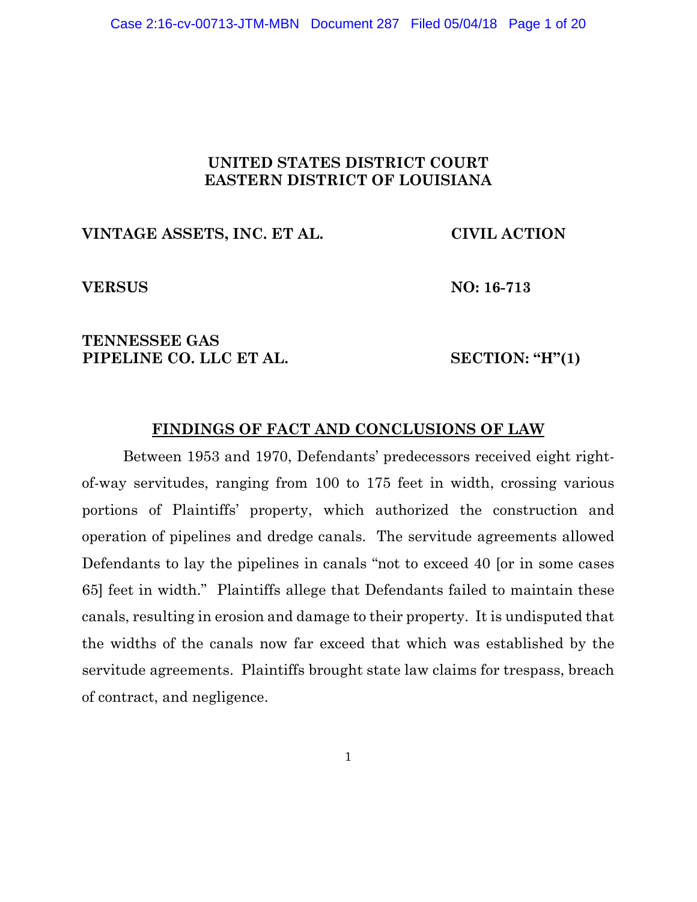**UNITED STATES DISTRICT COURT**
**EASTERN DISTRICT OF LOUISIANA**

| | |
|---|---|
| **VINTAGE ASSETS, INC. ET AL.** | **CIVIL ACTION** |
| **VERSUS** | **NO: 16-713** |
| **TENNESSEE GAS PIPELINE CO. LLC ET AL.** | **SECTION: "H"(1)** |

## FINDINGS OF FACT AND CONCLUSIONS OF LAW

Between 1953 and 1970, Defendants' predecessors received eight right-of-way servitudes, ranging from 100 to 175 feet in width, crossing various portions of Plaintiffs' property, which authorized the construction and operation of pipelines and dredge canals. The servitude agreements allowed Defendants to lay the pipelines in canals "not to exceed 40 [or in some cases 65] feet in width." Plaintiffs allege that Defendants failed to maintain these canals, resulting in erosion and damage to their property. It is undisputed that the widths of the canals now far exceed that which was established by the servitude agreements. Plaintiffs brought state law claims for trespass, breach of contract, and negligence.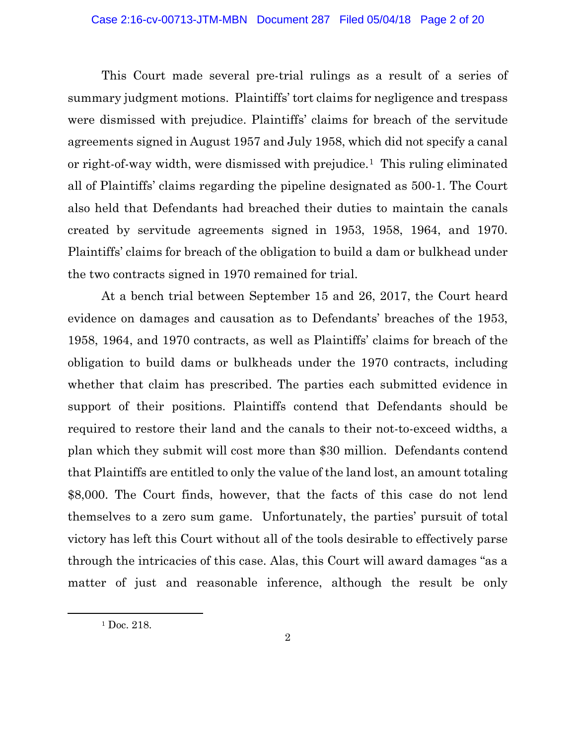This Court made several pre-trial rulings as a result of a series of summary judgment motions. Plaintiffs' tort claims for negligence and trespass were dismissed with prejudice. Plaintiffs' claims for breach of the servitude agreements signed in August 1957 and July 1958, which did not specify a canal or right-of-way width, were dismissed with prejudice.[1] This ruling eliminated all of Plaintiffs' claims regarding the pipeline designated as 500-1. The Court also held that Defendants had breached their duties to maintain the canals created by servitude agreements signed in 1953, 1958, 1964, and 1970. Plaintiffs' claims for breach of the obligation to build a dam or bulkhead under the two contracts signed in 1970 remained for trial.

At a bench trial between September 15 and 26, 2017, the Court heard evidence on damages and causation as to Defendants' breaches of the 1953, 1958, 1964, and 1970 contracts, as well as Plaintiffs' claims for breach of the obligation to build dams or bulkheads under the 1970 contracts, including whether that claim has prescribed. The parties each submitted evidence in support of their positions. Plaintiffs contend that Defendants should be required to restore their land and the canals to their not-to-exceed widths, a plan which they submit will cost more than $30 million. Defendants contend that Plaintiffs are entitled to only the value of the land lost, an amount totaling $8,000. The Court finds, however, that the facts of this case do not lend themselves to a zero sum game. Unfortunately, the parties' pursuit of total victory has left this Court without all of the tools desirable to effectively parse through the intricacies of this case. Alas, this Court will award damages "as a matter of just and reasonable inference, although the result be only

[1] Doc. 218.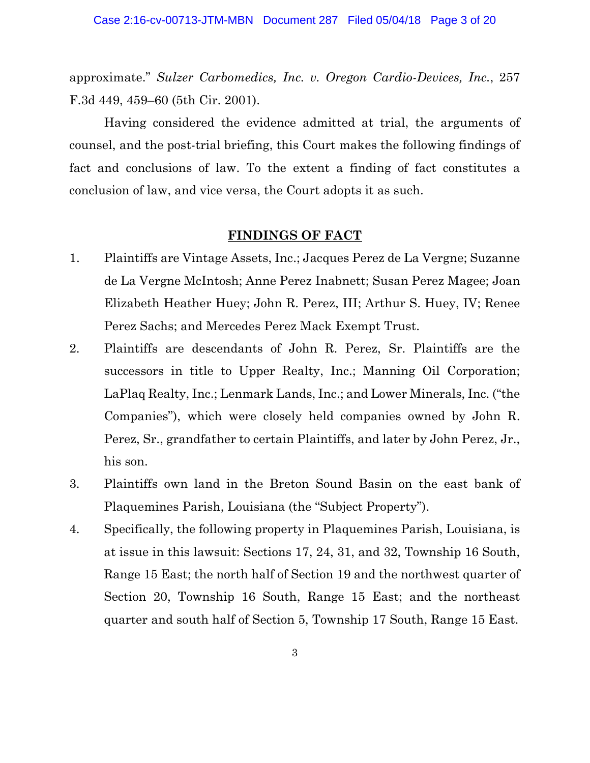approximate." *Sulzer Carbomedics, Inc. v. Oregon Cardio-Devices, Inc.*, 257 F.3d 449, 459–60 (5th Cir. 2001).

Having considered the evidence admitted at trial, the arguments of counsel, and the post-trial briefing, this Court makes the following findings of fact and conclusions of law. To the extent a finding of fact constitutes a conclusion of law, and vice versa, the Court adopts it as such.

## FINDINGS OF FACT

1. Plaintiffs are Vintage Assets, Inc.; Jacques Perez de La Vergne; Suzanne de La Vergne McIntosh; Anne Perez Inabnett; Susan Perez Magee; Joan Elizabeth Heather Huey; John R. Perez, III; Arthur S. Huey, IV; Renee Perez Sachs; and Mercedes Perez Mack Exempt Trust.

2. Plaintiffs are descendants of John R. Perez, Sr. Plaintiffs are the successors in title to Upper Realty, Inc.; Manning Oil Corporation; LaPlaq Realty, Inc.; Lenmark Lands, Inc.; and Lower Minerals, Inc. ("the Companies"), which were closely held companies owned by John R. Perez, Sr., grandfather to certain Plaintiffs, and later by John Perez, Jr., his son.

3. Plaintiffs own land in the Breton Sound Basin on the east bank of Plaquemines Parish, Louisiana (the "Subject Property").

4. Specifically, the following property in Plaquemines Parish, Louisiana, is at issue in this lawsuit: Sections 17, 24, 31, and 32, Township 16 South, Range 15 East; the north half of Section 19 and the northwest quarter of Section 20, Township 16 South, Range 15 East; and the northeast quarter and south half of Section 5, Township 17 South, Range 15 East.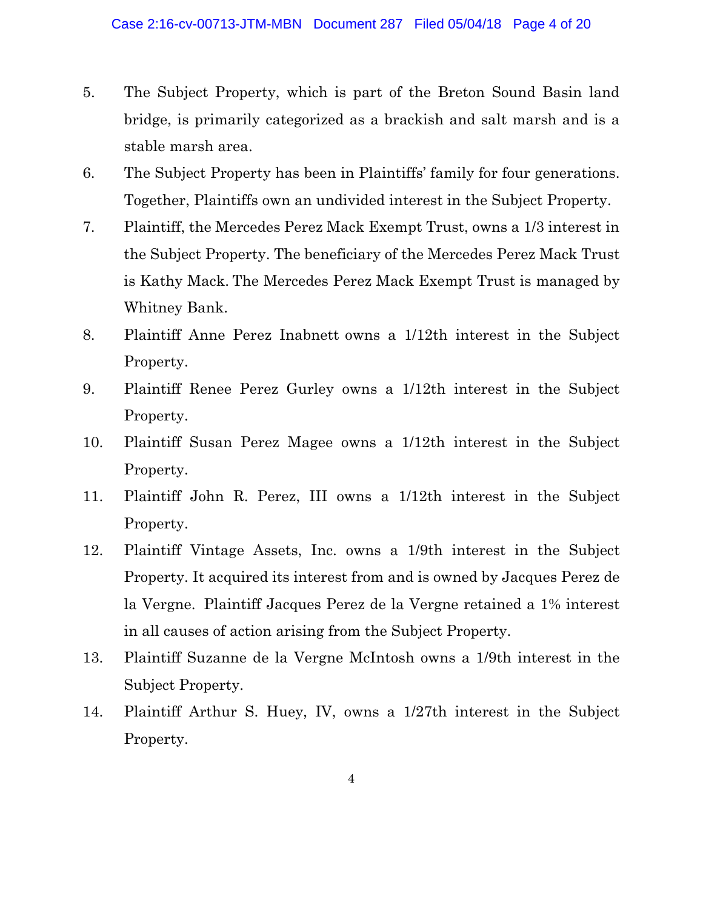5. The Subject Property, which is part of the Breton Sound Basin land bridge, is primarily categorized as a brackish and salt marsh and is a stable marsh area.

6. The Subject Property has been in Plaintiffs' family for four generations. Together, Plaintiffs own an undivided interest in the Subject Property.

7. Plaintiff, the Mercedes Perez Mack Exempt Trust, owns a 1/3 interest in the Subject Property. The beneficiary of the Mercedes Perez Mack Trust is Kathy Mack. The Mercedes Perez Mack Exempt Trust is managed by Whitney Bank.

8. Plaintiff Anne Perez Inabnett owns a 1/12th interest in the Subject Property.

9. Plaintiff Renee Perez Gurley owns a 1/12th interest in the Subject Property.

10. Plaintiff Susan Perez Magee owns a 1/12th interest in the Subject Property.

11. Plaintiff John R. Perez, III owns a 1/12th interest in the Subject Property.

12. Plaintiff Vintage Assets, Inc. owns a 1/9th interest in the Subject Property. It acquired its interest from and is owned by Jacques Perez de la Vergne. Plaintiff Jacques Perez de la Vergne retained a 1% interest in all causes of action arising from the Subject Property.

13. Plaintiff Suzanne de la Vergne McIntosh owns a 1/9th interest in the Subject Property.

14. Plaintiff Arthur S. Huey, IV, owns a 1/27th interest in the Subject Property.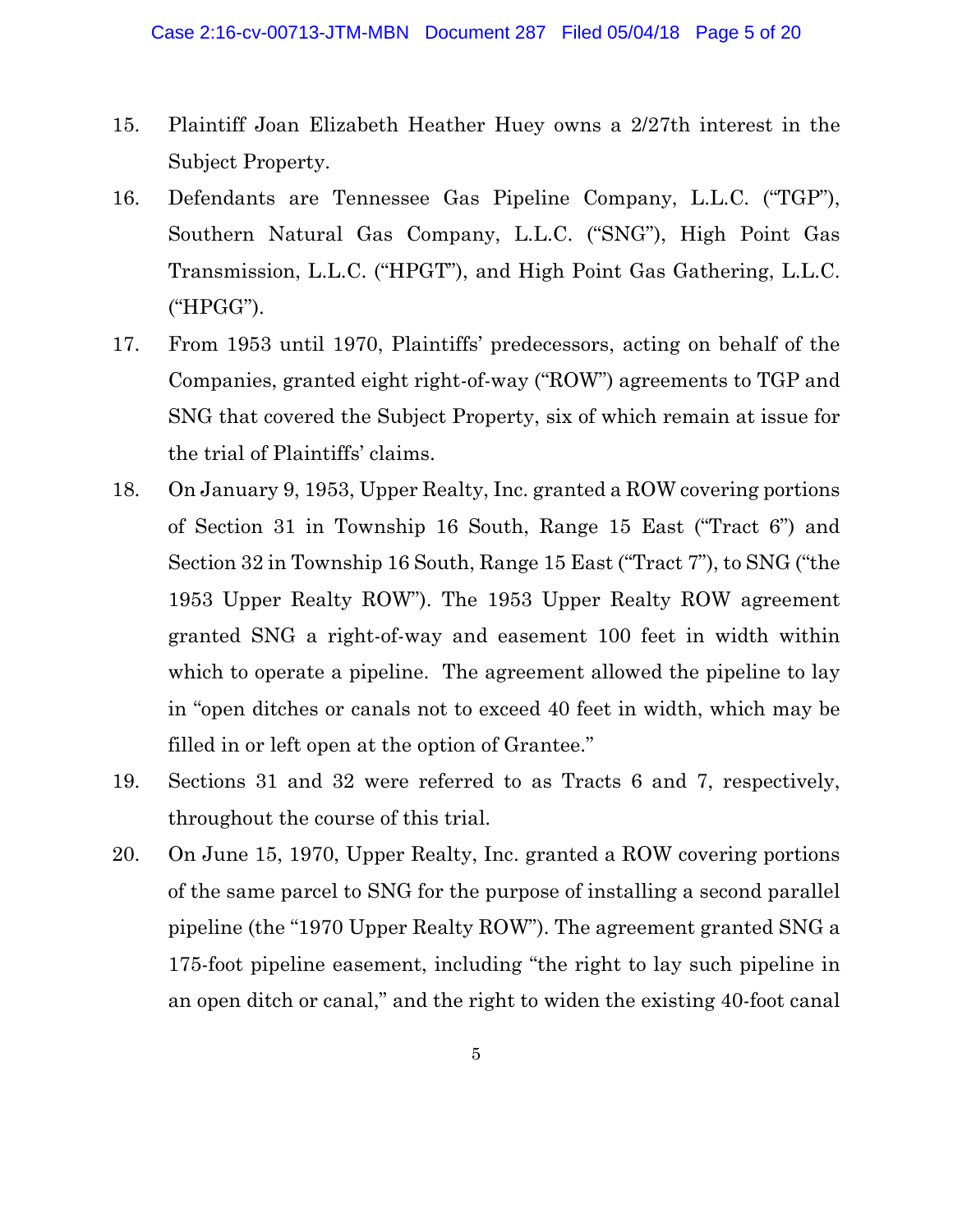15. Plaintiff Joan Elizabeth Heather Huey owns a 2/27th interest in the Subject Property.
16. Defendants are Tennessee Gas Pipeline Company, L.L.C. ("TGP"), Southern Natural Gas Company, L.L.C. ("SNG"), High Point Gas Transmission, L.L.C. ("HPGT"), and High Point Gas Gathering, L.L.C. ("HPGG").
17. From 1953 until 1970, Plaintiffs' predecessors, acting on behalf of the Companies, granted eight right-of-way ("ROW") agreements to TGP and SNG that covered the Subject Property, six of which remain at issue for the trial of Plaintiffs' claims.
18. On January 9, 1953, Upper Realty, Inc. granted a ROW covering portions of Section 31 in Township 16 South, Range 15 East ("Tract 6") and Section 32 in Township 16 South, Range 15 East ("Tract 7"), to SNG ("the 1953 Upper Realty ROW"). The 1953 Upper Realty ROW agreement granted SNG a right-of-way and easement 100 feet in width within which to operate a pipeline. The agreement allowed the pipeline to lay in "open ditches or canals not to exceed 40 feet in width, which may be filled in or left open at the option of Grantee."
19. Sections 31 and 32 were referred to as Tracts 6 and 7, respectively, throughout the course of this trial.
20. On June 15, 1970, Upper Realty, Inc. granted a ROW covering portions of the same parcel to SNG for the purpose of installing a second parallel pipeline (the "1970 Upper Realty ROW"). The agreement granted SNG a 175-foot pipeline easement, including "the right to lay such pipeline in an open ditch or canal," and the right to widen the existing 40-foot canal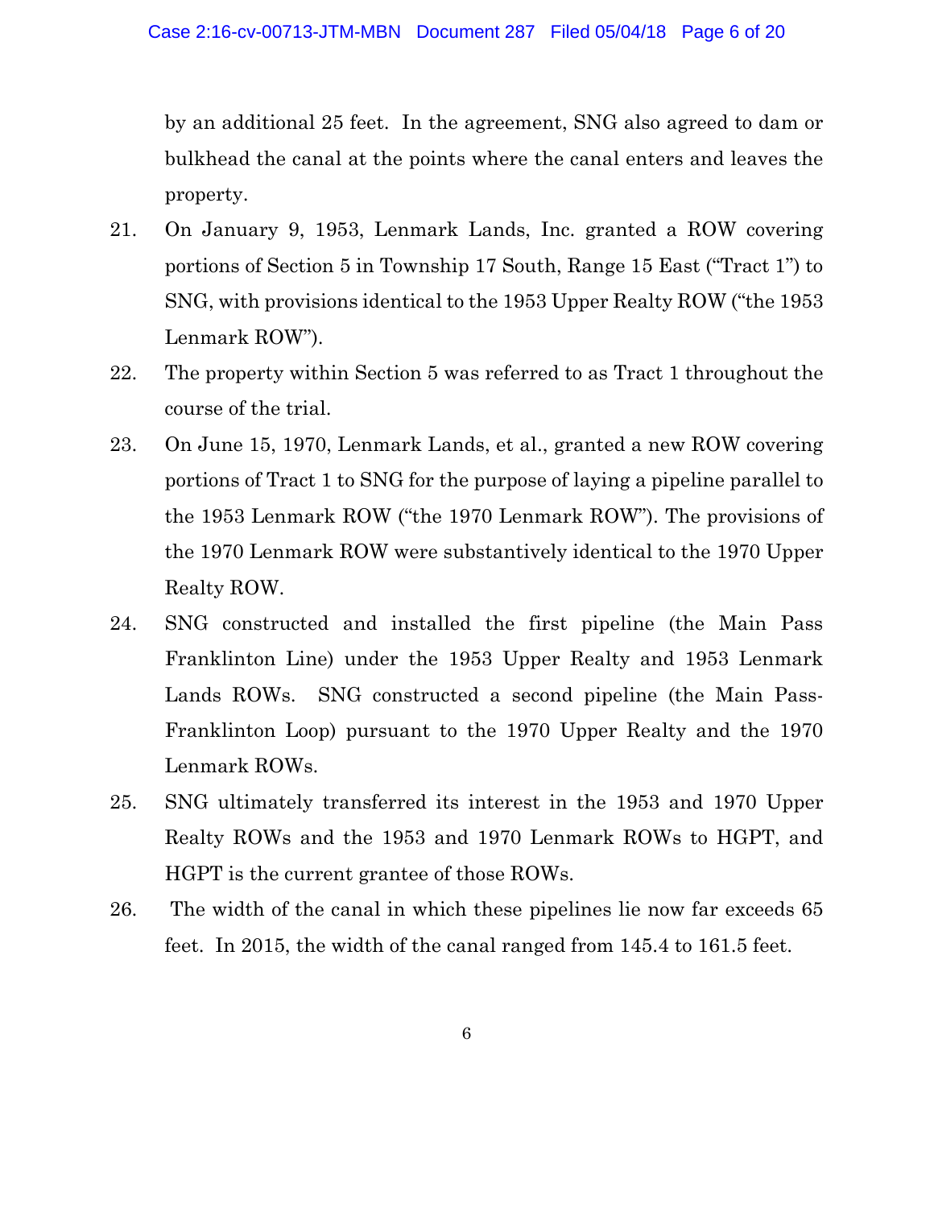by an additional 25 feet. In the agreement, SNG also agreed to dam or bulkhead the canal at the points where the canal enters and leaves the property.

21. On January 9, 1953, Lenmark Lands, Inc. granted a ROW covering portions of Section 5 in Township 17 South, Range 15 East ("Tract 1") to SNG, with provisions identical to the 1953 Upper Realty ROW ("the 1953 Lenmark ROW").

22. The property within Section 5 was referred to as Tract 1 throughout the course of the trial.

23. On June 15, 1970, Lenmark Lands, et al., granted a new ROW covering portions of Tract 1 to SNG for the purpose of laying a pipeline parallel to the 1953 Lenmark ROW ("the 1970 Lenmark ROW"). The provisions of the 1970 Lenmark ROW were substantively identical to the 1970 Upper Realty ROW.

24. SNG constructed and installed the first pipeline (the Main Pass Franklinton Line) under the 1953 Upper Realty and 1953 Lenmark Lands ROWs. SNG constructed a second pipeline (the Main Pass-Franklinton Loop) pursuant to the 1970 Upper Realty and the 1970 Lenmark ROWs.

25. SNG ultimately transferred its interest in the 1953 and 1970 Upper Realty ROWs and the 1953 and 1970 Lenmark ROWs to HGPT, and HGPT is the current grantee of those ROWs.

26. The width of the canal in which these pipelines lie now far exceeds 65 feet. In 2015, the width of the canal ranged from 145.4 to 161.5 feet.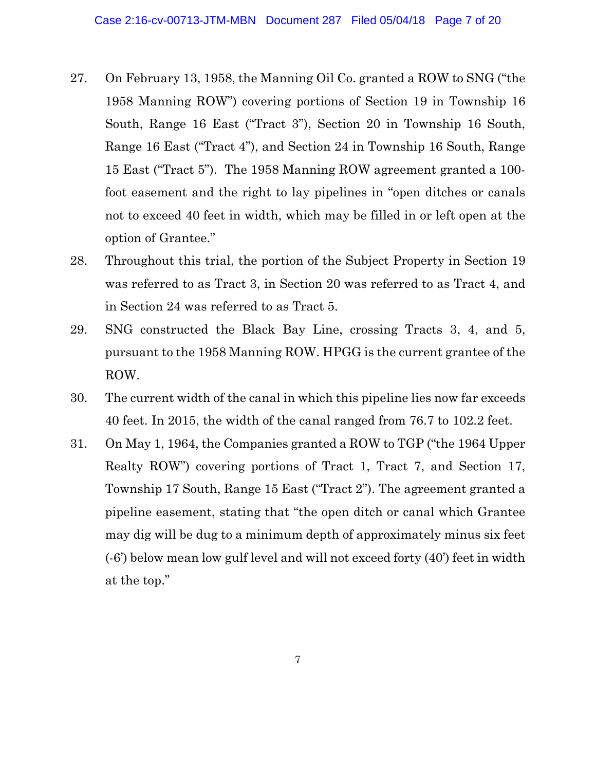27. On February 13, 1958, the Manning Oil Co. granted a ROW to SNG ("the 1958 Manning ROW") covering portions of Section 19 in Township 16 South, Range 16 East ("Tract 3"), Section 20 in Township 16 South, Range 16 East ("Tract 4"), and Section 24 in Township 16 South, Range 15 East ("Tract 5"). The 1958 Manning ROW agreement granted a 100-foot easement and the right to lay pipelines in "open ditches or canals not to exceed 40 feet in width, which may be filled in or left open at the option of Grantee."

28. Throughout this trial, the portion of the Subject Property in Section 19 was referred to as Tract 3, in Section 20 was referred to as Tract 4, and in Section 24 was referred to as Tract 5.

29. SNG constructed the Black Bay Line, crossing Tracts 3, 4, and 5, pursuant to the 1958 Manning ROW. HPGG is the current grantee of the ROW.

30. The current width of the canal in which this pipeline lies now far exceeds 40 feet. In 2015, the width of the canal ranged from 76.7 to 102.2 feet.

31. On May 1, 1964, the Companies granted a ROW to TGP ("the 1964 Upper Realty ROW") covering portions of Tract 1, Tract 7, and Section 17, Township 17 South, Range 15 East ("Tract 2"). The agreement granted a pipeline easement, stating that "the open ditch or canal which Grantee may dig will be dug to a minimum depth of approximately minus six feet (-6') below mean low gulf level and will not exceed forty (40') feet in width at the top."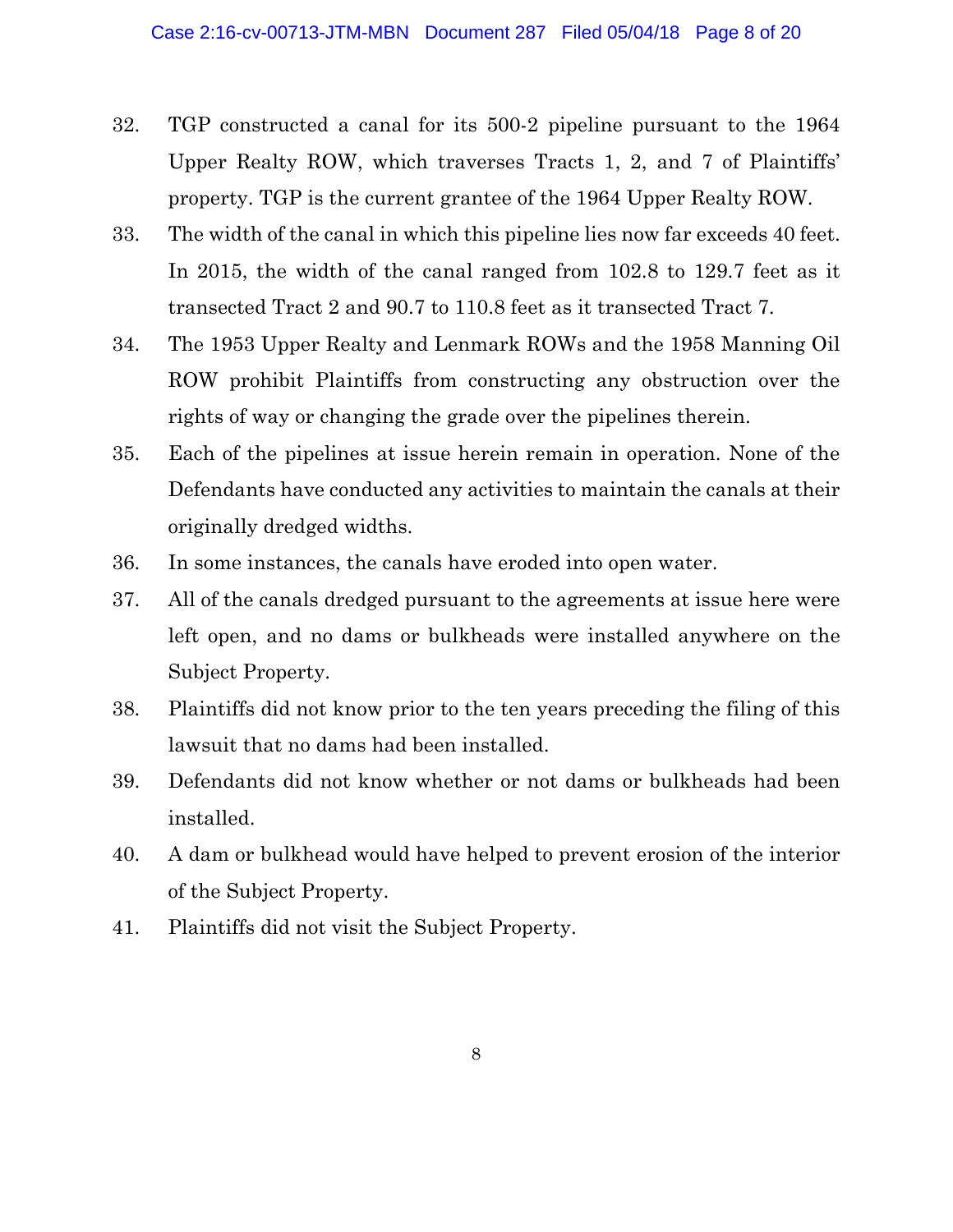32. TGP constructed a canal for its 500-2 pipeline pursuant to the 1964 Upper Realty ROW, which traverses Tracts 1, 2, and 7 of Plaintiffs' property. TGP is the current grantee of the 1964 Upper Realty ROW.

33. The width of the canal in which this pipeline lies now far exceeds 40 feet. In 2015, the width of the canal ranged from 102.8 to 129.7 feet as it transected Tract 2 and 90.7 to 110.8 feet as it transected Tract 7.

34. The 1953 Upper Realty and Lenmark ROWs and the 1958 Manning Oil ROW prohibit Plaintiffs from constructing any obstruction over the rights of way or changing the grade over the pipelines therein.

35. Each of the pipelines at issue herein remain in operation. None of the Defendants have conducted any activities to maintain the canals at their originally dredged widths.

36. In some instances, the canals have eroded into open water.

37. All of the canals dredged pursuant to the agreements at issue here were left open, and no dams or bulkheads were installed anywhere on the Subject Property.

38. Plaintiffs did not know prior to the ten years preceding the filing of this lawsuit that no dams had been installed.

39. Defendants did not know whether or not dams or bulkheads had been installed.

40. A dam or bulkhead would have helped to prevent erosion of the interior of the Subject Property.

41. Plaintiffs did not visit the Subject Property.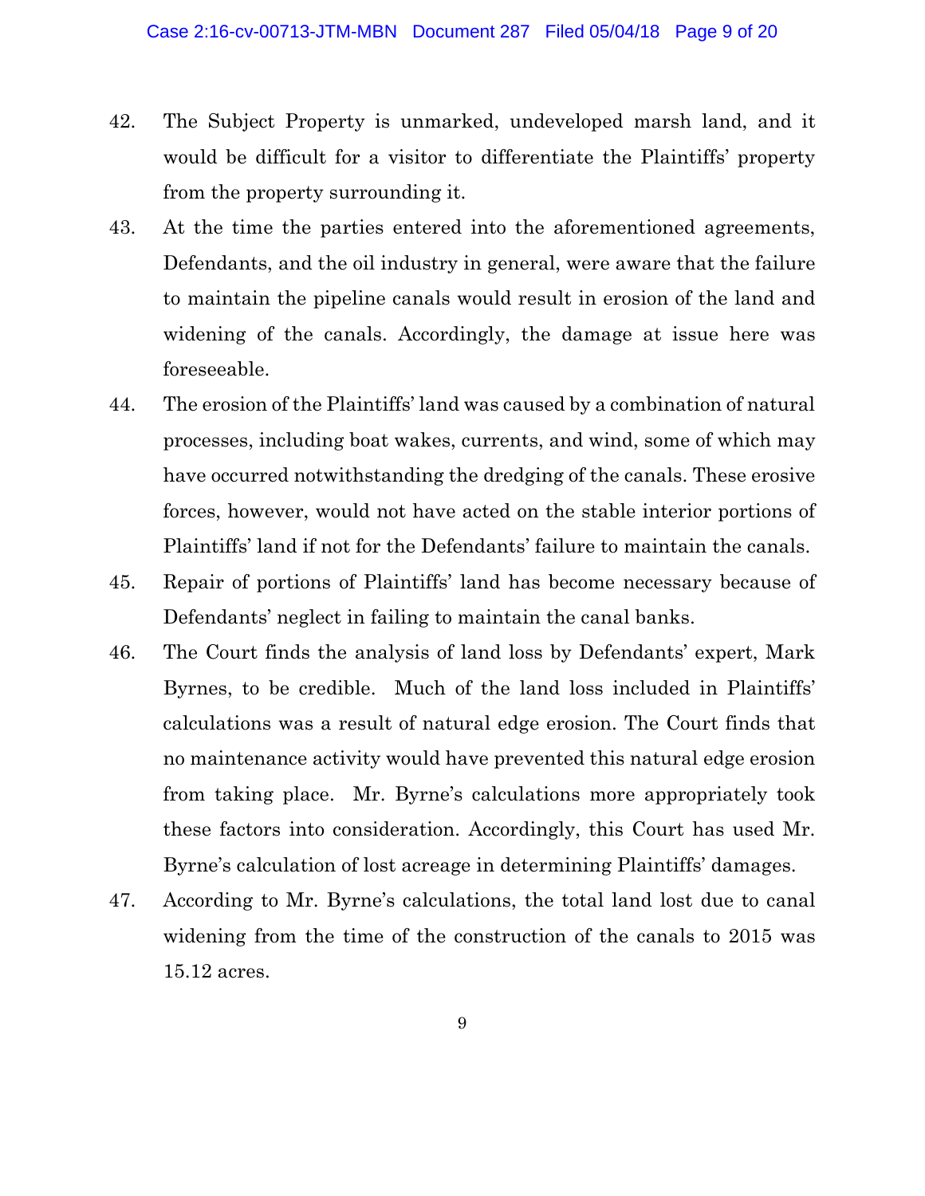42. The Subject Property is unmarked, undeveloped marsh land, and it would be difficult for a visitor to differentiate the Plaintiffs' property from the property surrounding it.

43. At the time the parties entered into the aforementioned agreements, Defendants, and the oil industry in general, were aware that the failure to maintain the pipeline canals would result in erosion of the land and widening of the canals. Accordingly, the damage at issue here was foreseeable.

44. The erosion of the Plaintiffs' land was caused by a combination of natural processes, including boat wakes, currents, and wind, some of which may have occurred notwithstanding the dredging of the canals. These erosive forces, however, would not have acted on the stable interior portions of Plaintiffs' land if not for the Defendants' failure to maintain the canals.

45. Repair of portions of Plaintiffs' land has become necessary because of Defendants' neglect in failing to maintain the canal banks.

46. The Court finds the analysis of land loss by Defendants' expert, Mark Byrnes, to be credible. Much of the land loss included in Plaintiffs' calculations was a result of natural edge erosion. The Court finds that no maintenance activity would have prevented this natural edge erosion from taking place. Mr. Byrne's calculations more appropriately took these factors into consideration. Accordingly, this Court has used Mr. Byrne's calculation of lost acreage in determining Plaintiffs' damages.

47. According to Mr. Byrne's calculations, the total land lost due to canal widening from the time of the construction of the canals to 2015 was 15.12 acres.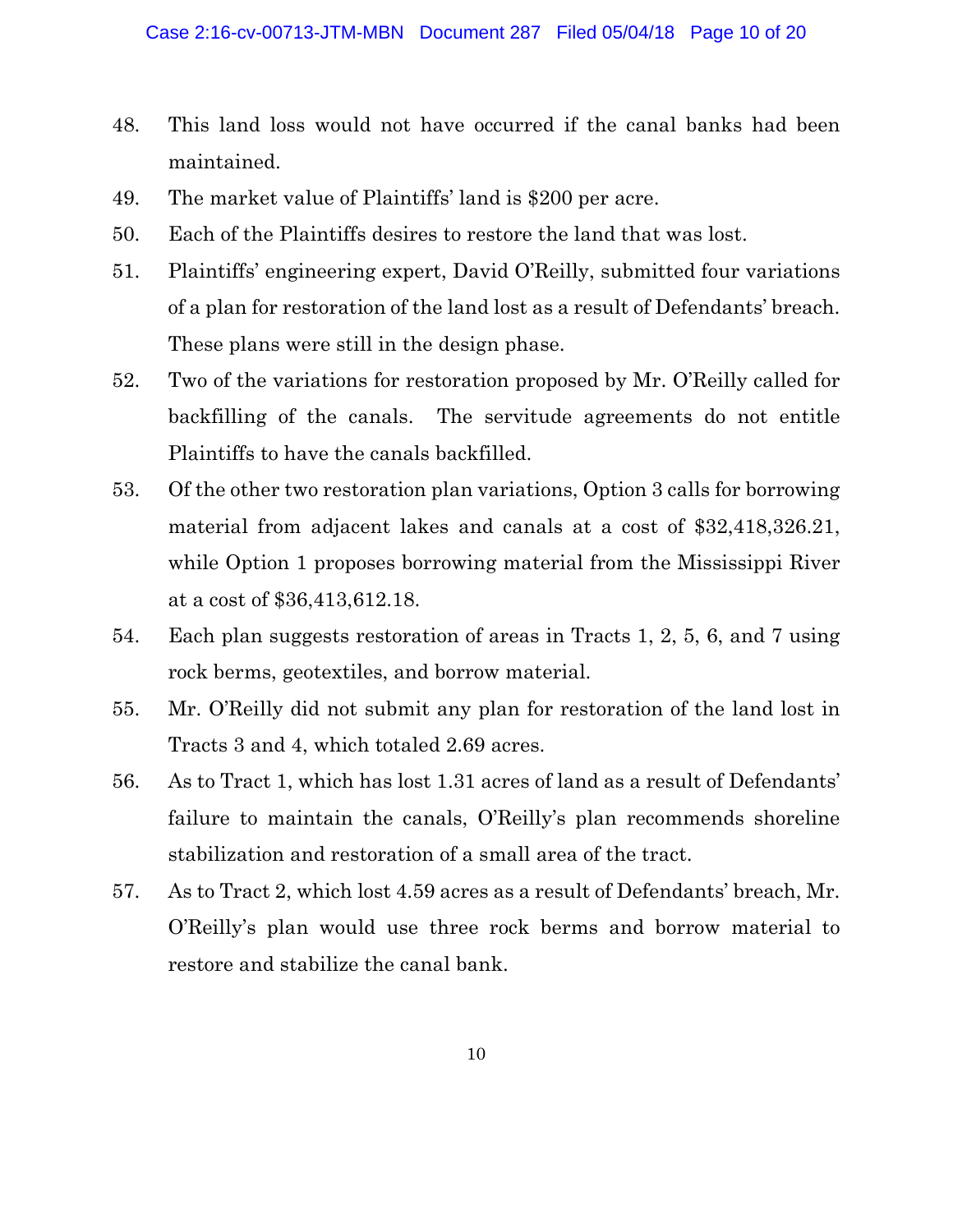48. This land loss would not have occurred if the canal banks had been maintained.

49. The market value of Plaintiffs' land is $200 per acre.

50. Each of the Plaintiffs desires to restore the land that was lost.

51. Plaintiffs' engineering expert, David O'Reilly, submitted four variations of a plan for restoration of the land lost as a result of Defendants' breach. These plans were still in the design phase.

52. Two of the variations for restoration proposed by Mr. O'Reilly called for backfilling of the canals. The servitude agreements do not entitle Plaintiffs to have the canals backfilled.

53. Of the other two restoration plan variations, Option 3 calls for borrowing material from adjacent lakes and canals at a cost of $32,418,326.21, while Option 1 proposes borrowing material from the Mississippi River at a cost of $36,413,612.18.

54. Each plan suggests restoration of areas in Tracts 1, 2, 5, 6, and 7 using rock berms, geotextiles, and borrow material.

55. Mr. O'Reilly did not submit any plan for restoration of the land lost in Tracts 3 and 4, which totaled 2.69 acres.

56. As to Tract 1, which has lost 1.31 acres of land as a result of Defendants' failure to maintain the canals, O'Reilly's plan recommends shoreline stabilization and restoration of a small area of the tract.

57. As to Tract 2, which lost 4.59 acres as a result of Defendants' breach, Mr. O'Reilly's plan would use three rock berms and borrow material to restore and stabilize the canal bank.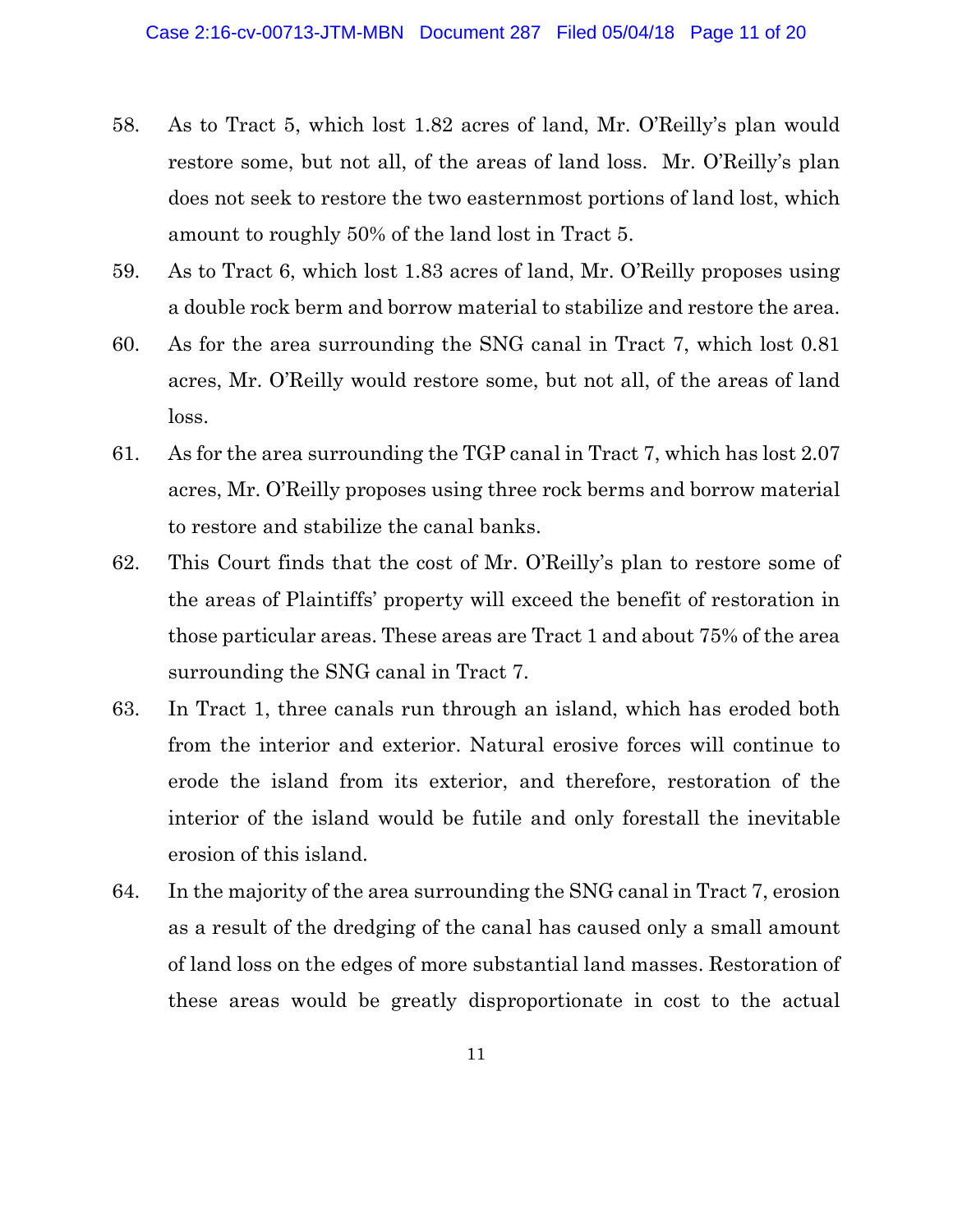58. As to Tract 5, which lost 1.82 acres of land, Mr. O'Reilly's plan would restore some, but not all, of the areas of land loss. Mr. O'Reilly's plan does not seek to restore the two easternmost portions of land lost, which amount to roughly 50% of the land lost in Tract 5.

59. As to Tract 6, which lost 1.83 acres of land, Mr. O'Reilly proposes using a double rock berm and borrow material to stabilize and restore the area.

60. As for the area surrounding the SNG canal in Tract 7, which lost 0.81 acres, Mr. O'Reilly would restore some, but not all, of the areas of land loss.

61. As for the area surrounding the TGP canal in Tract 7, which has lost 2.07 acres, Mr. O'Reilly proposes using three rock berms and borrow material to restore and stabilize the canal banks.

62. This Court finds that the cost of Mr. O'Reilly's plan to restore some of the areas of Plaintiffs' property will exceed the benefit of restoration in those particular areas. These areas are Tract 1 and about 75% of the area surrounding the SNG canal in Tract 7.

63. In Tract 1, three canals run through an island, which has eroded both from the interior and exterior. Natural erosive forces will continue to erode the island from its exterior, and therefore, restoration of the interior of the island would be futile and only forestall the inevitable erosion of this island.

64. In the majority of the area surrounding the SNG canal in Tract 7, erosion as a result of the dredging of the canal has caused only a small amount of land loss on the edges of more substantial land masses. Restoration of these areas would be greatly disproportionate in cost to the actual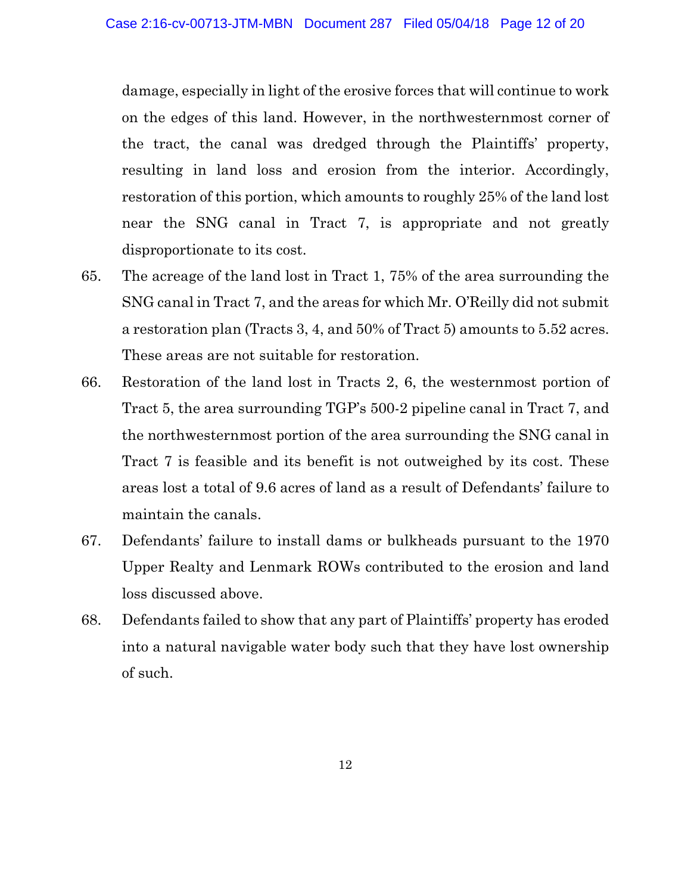damage, especially in light of the erosive forces that will continue to work on the edges of this land. However, in the northwesternmost corner of the tract, the canal was dredged through the Plaintiffs' property, resulting in land loss and erosion from the interior. Accordingly, restoration of this portion, which amounts to roughly 25% of the land lost near the SNG canal in Tract 7, is appropriate and not greatly disproportionate to its cost.

65. The acreage of the land lost in Tract 1, 75% of the area surrounding the SNG canal in Tract 7, and the areas for which Mr. O'Reilly did not submit a restoration plan (Tracts 3, 4, and 50% of Tract 5) amounts to 5.52 acres. These areas are not suitable for restoration.

66. Restoration of the land lost in Tracts 2, 6, the westernmost portion of Tract 5, the area surrounding TGP's 500-2 pipeline canal in Tract 7, and the northwesternmost portion of the area surrounding the SNG canal in Tract 7 is feasible and its benefit is not outweighed by its cost. These areas lost a total of 9.6 acres of land as a result of Defendants' failure to maintain the canals.

67. Defendants' failure to install dams or bulkheads pursuant to the 1970 Upper Realty and Lenmark ROWs contributed to the erosion and land loss discussed above.

68. Defendants failed to show that any part of Plaintiffs' property has eroded into a natural navigable water body such that they have lost ownership of such.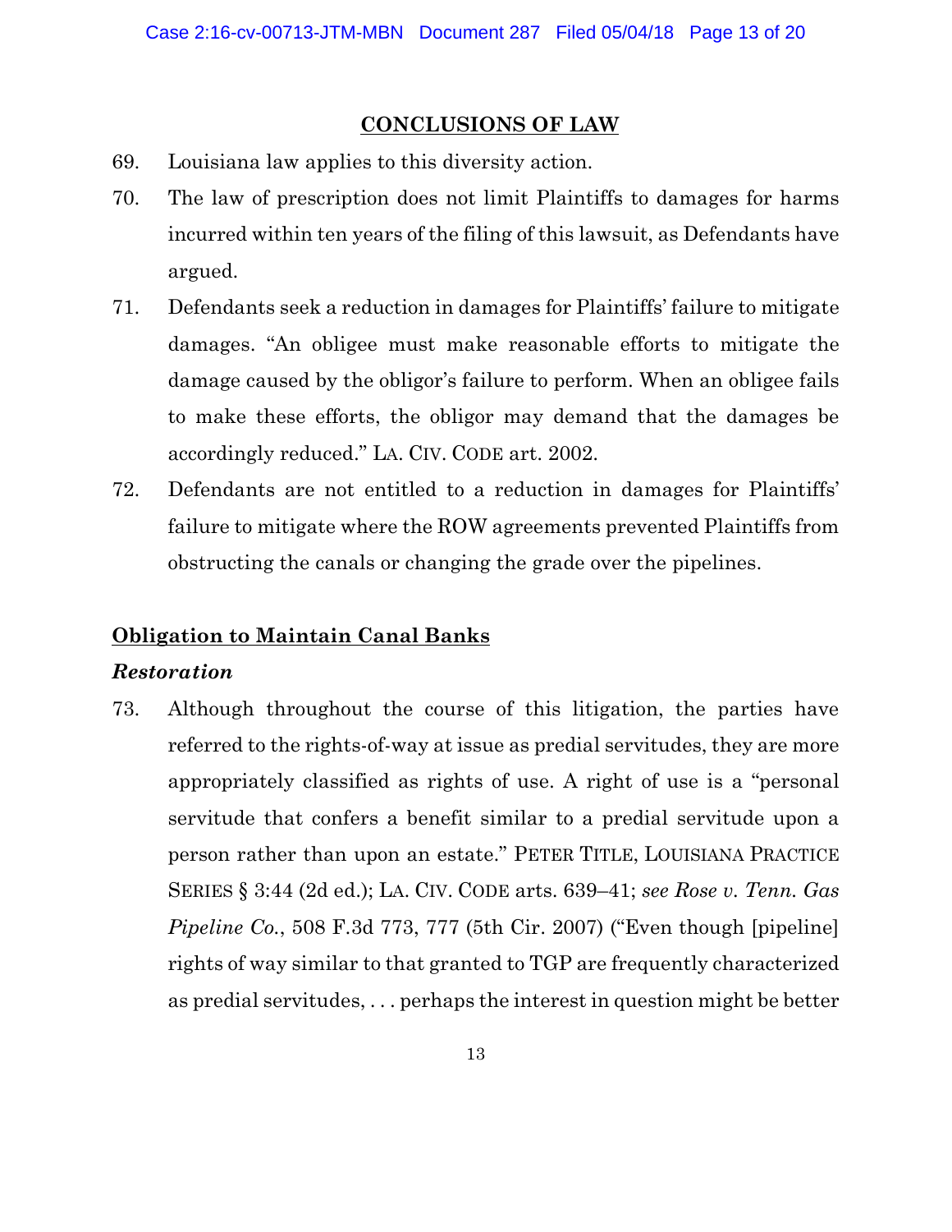## CONCLUSIONS OF LAW

69. Louisiana law applies to this diversity action.

70. The law of prescription does not limit Plaintiffs to damages for harms incurred within ten years of the filing of this lawsuit, as Defendants have argued.

71. Defendants seek a reduction in damages for Plaintiffs' failure to mitigate damages. "An obligee must make reasonable efforts to mitigate the damage caused by the obligor's failure to perform. When an obligee fails to make these efforts, the obligor may demand that the damages be accordingly reduced." LA. CIV. CODE art. 2002.

72. Defendants are not entitled to a reduction in damages for Plaintiffs' failure to mitigate where the ROW agreements prevented Plaintiffs from obstructing the canals or changing the grade over the pipelines.

### Obligation to Maintain Canal Banks

#### *Restoration*

73. Although throughout the course of this litigation, the parties have referred to the rights-of-way at issue as predial servitudes, they are more appropriately classified as rights of use. A right of use is a "personal servitude that confers a benefit similar to a predial servitude upon a person rather than upon an estate." PETER TITLE, LOUISIANA PRACTICE SERIES § 3:44 (2d ed.); LA. CIV. CODE arts. 639–41; *see Rose v. Tenn. Gas Pipeline Co.*, 508 F.3d 773, 777 (5th Cir. 2007) ("Even though [pipeline] rights of way similar to that granted to TGP are frequently characterized as predial servitudes, . . . perhaps the interest in question might be better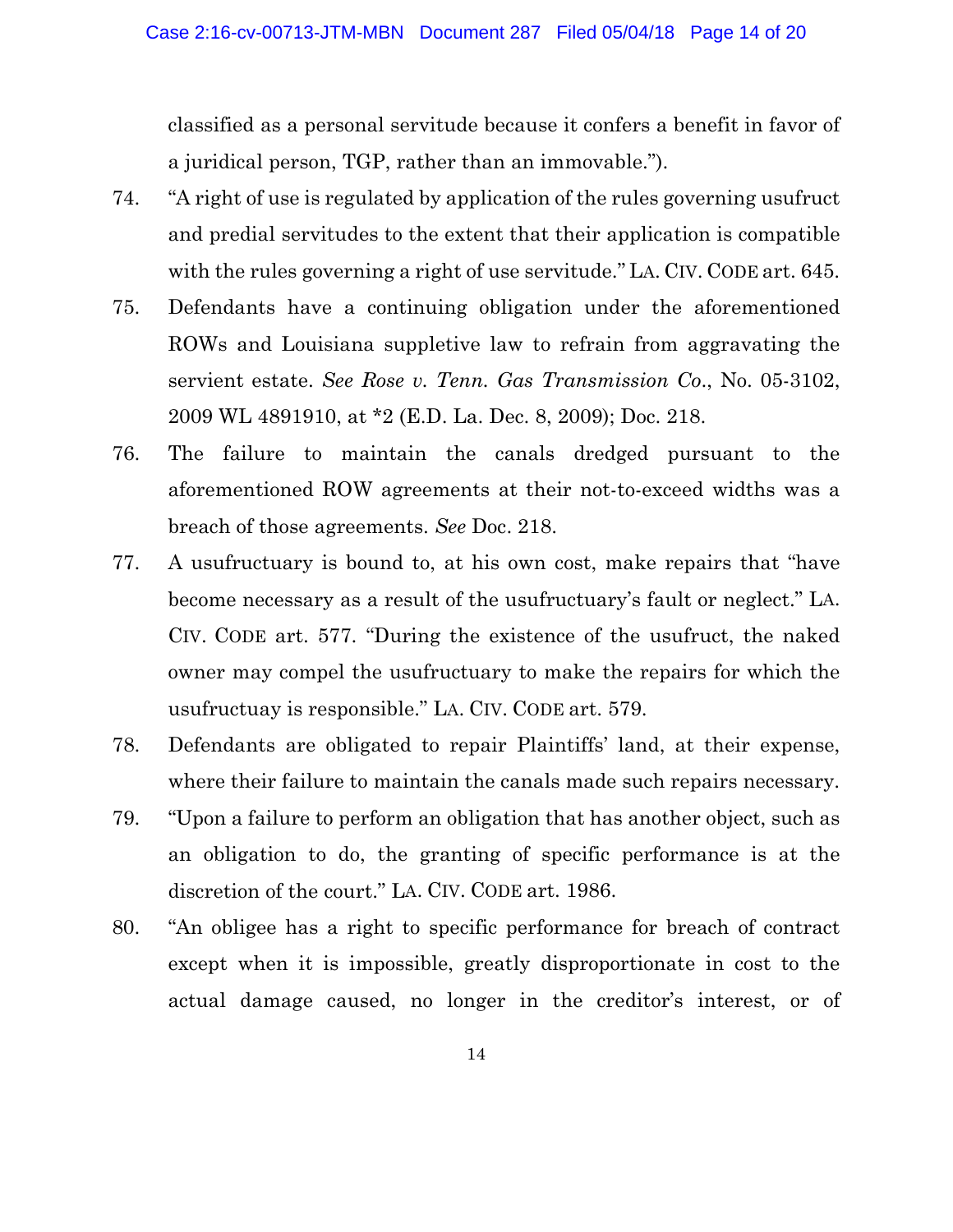classified as a personal servitude because it confers a benefit in favor of a juridical person, TGP, rather than an immovable.").

74. "A right of use is regulated by application of the rules governing usufruct and predial servitudes to the extent that their application is compatible with the rules governing a right of use servitude." LA. CIV. CODE art. 645.

75. Defendants have a continuing obligation under the aforementioned ROWs and Louisiana suppletive law to refrain from aggravating the servient estate. *See Rose v. Tenn. Gas Transmission Co.*, No. 05-3102, 2009 WL 4891910, at *2 (E.D. La. Dec. 8, 2009); Doc. 218.

76. The failure to maintain the canals dredged pursuant to the aforementioned ROW agreements at their not-to-exceed widths was a breach of those agreements. *See* Doc. 218.

77. A usufructuary is bound to, at his own cost, make repairs that "have become necessary as a result of the usufructuary's fault or neglect." LA. CIV. CODE art. 577. "During the existence of the usufruct, the naked owner may compel the usufructuary to make the repairs for which the usufructuay is responsible." LA. CIV. CODE art. 579.

78. Defendants are obligated to repair Plaintiffs' land, at their expense, where their failure to maintain the canals made such repairs necessary.

79. "Upon a failure to perform an obligation that has another object, such as an obligation to do, the granting of specific performance is at the discretion of the court." LA. CIV. CODE art. 1986.

80. "An obligee has a right to specific performance for breach of contract except when it is impossible, greatly disproportionate in cost to the actual damage caused, no longer in the creditor's interest, or of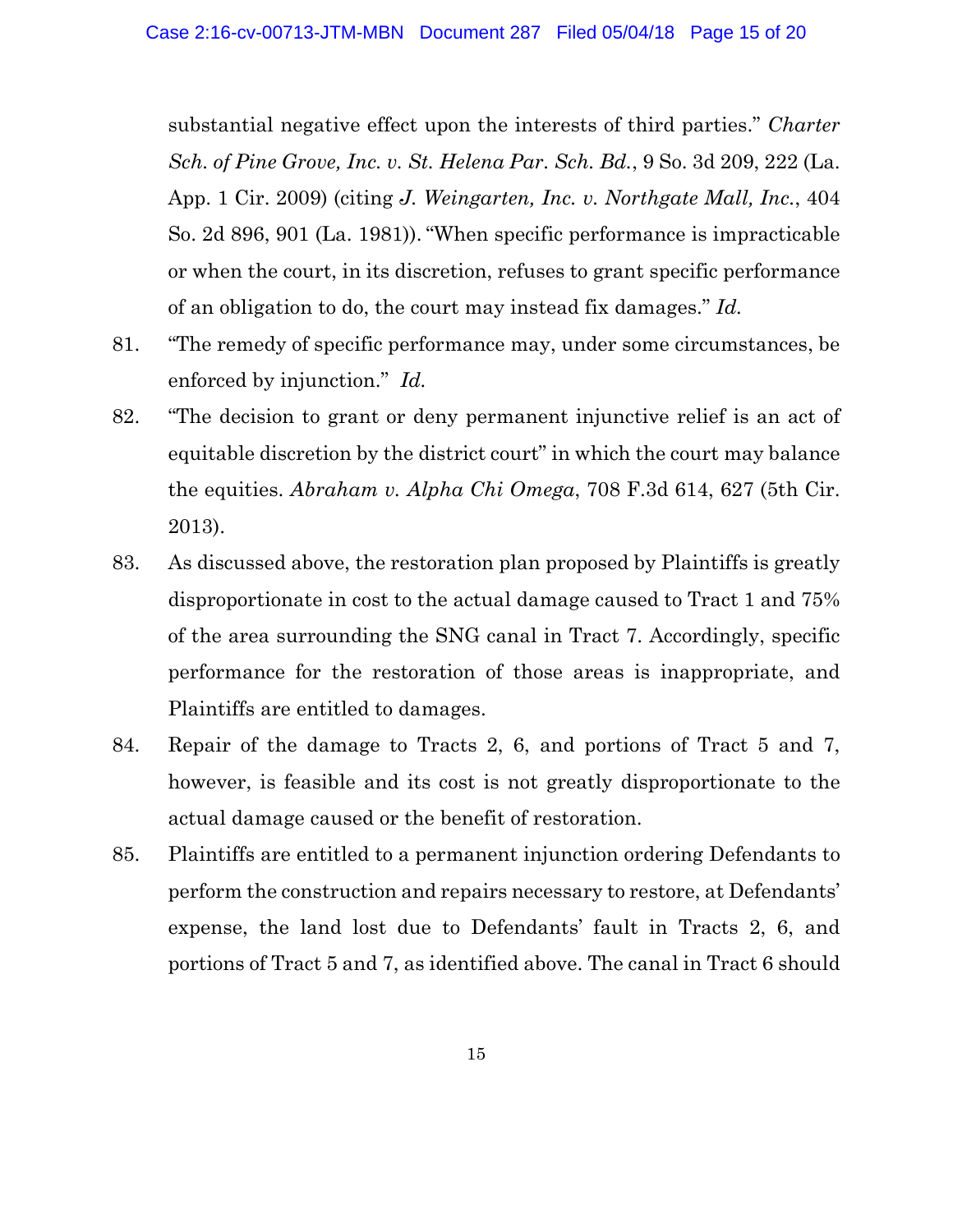substantial negative effect upon the interests of third parties." *Charter Sch. of Pine Grove, Inc. v. St. Helena Par. Sch. Bd.*, 9 So. 3d 209, 222 (La. App. 1 Cir. 2009) (citing *J. Weingarten, Inc. v. Northgate Mall, Inc.*, 404 So. 2d 896, 901 (La. 1981)). "When specific performance is impracticable or when the court, in its discretion, refuses to grant specific performance of an obligation to do, the court may instead fix damages." *Id.*

81. "The remedy of specific performance may, under some circumstances, be enforced by injunction." *Id.*

82. "The decision to grant or deny permanent injunctive relief is an act of equitable discretion by the district court" in which the court may balance the equities. *Abraham v. Alpha Chi Omega*, 708 F.3d 614, 627 (5th Cir. 2013).

83. As discussed above, the restoration plan proposed by Plaintiffs is greatly disproportionate in cost to the actual damage caused to Tract 1 and 75% of the area surrounding the SNG canal in Tract 7. Accordingly, specific performance for the restoration of those areas is inappropriate, and Plaintiffs are entitled to damages.

84. Repair of the damage to Tracts 2, 6, and portions of Tract 5 and 7, however, is feasible and its cost is not greatly disproportionate to the actual damage caused or the benefit of restoration.

85. Plaintiffs are entitled to a permanent injunction ordering Defendants to perform the construction and repairs necessary to restore, at Defendants' expense, the land lost due to Defendants' fault in Tracts 2, 6, and portions of Tract 5 and 7, as identified above. The canal in Tract 6 should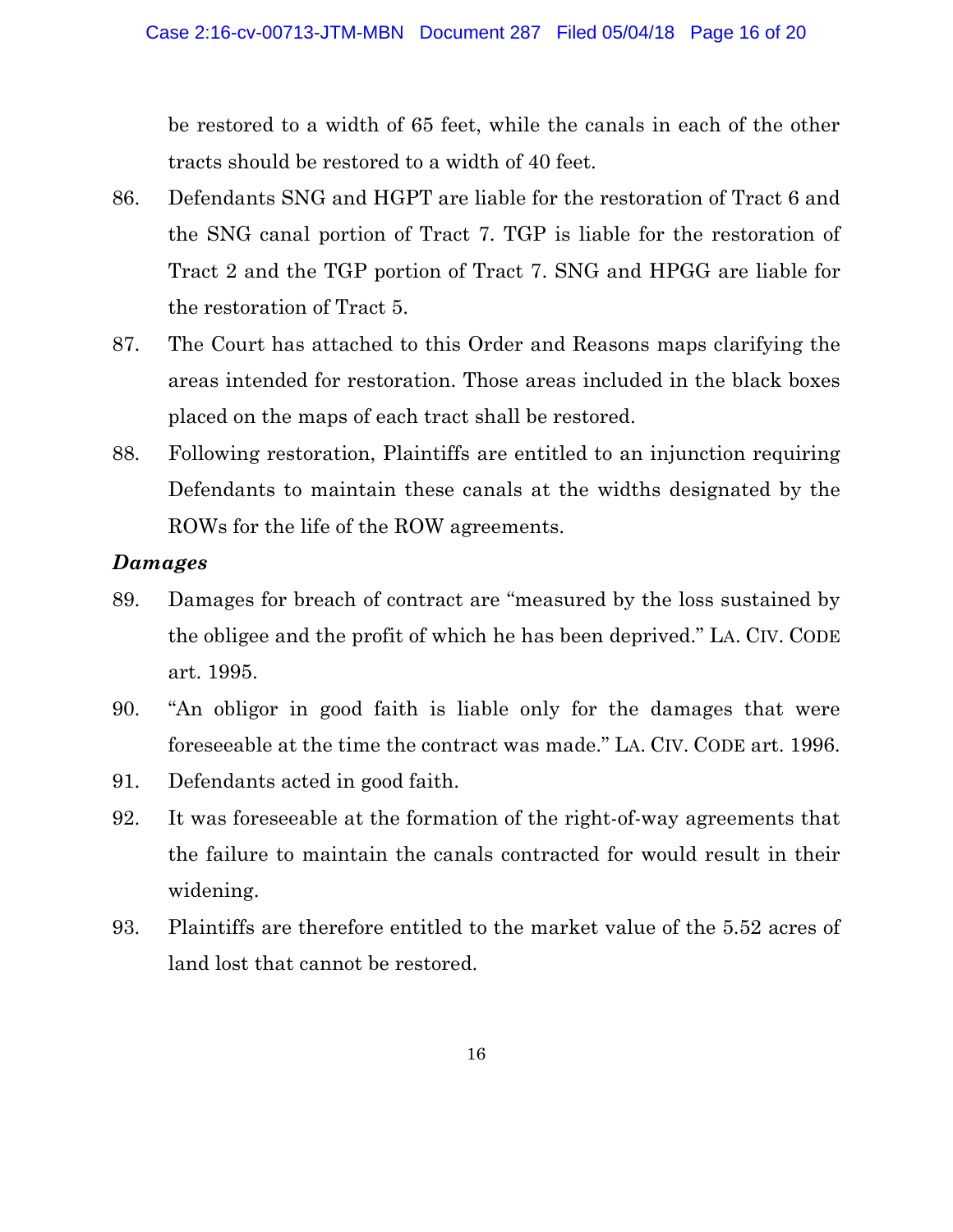be restored to a width of 65 feet, while the canals in each of the other tracts should be restored to a width of 40 feet.

86. Defendants SNG and HGPT are liable for the restoration of Tract 6 and the SNG canal portion of Tract 7. TGP is liable for the restoration of Tract 2 and the TGP portion of Tract 7. SNG and HPGG are liable for the restoration of Tract 5.

87. The Court has attached to this Order and Reasons maps clarifying the areas intended for restoration. Those areas included in the black boxes placed on the maps of each tract shall be restored.

88. Following restoration, Plaintiffs are entitled to an injunction requiring Defendants to maintain these canals at the widths designated by the ROWs for the life of the ROW agreements.

***Damages***

89. Damages for breach of contract are "measured by the loss sustained by the obligee and the profit of which he has been deprived." LA. CIV. CODE art. 1995.

90. "An obligor in good faith is liable only for the damages that were foreseeable at the time the contract was made." LA. CIV. CODE art. 1996.

91. Defendants acted in good faith.

92. It was foreseeable at the formation of the right-of-way agreements that the failure to maintain the canals contracted for would result in their widening.

93. Plaintiffs are therefore entitled to the market value of the 5.52 acres of land lost that cannot be restored.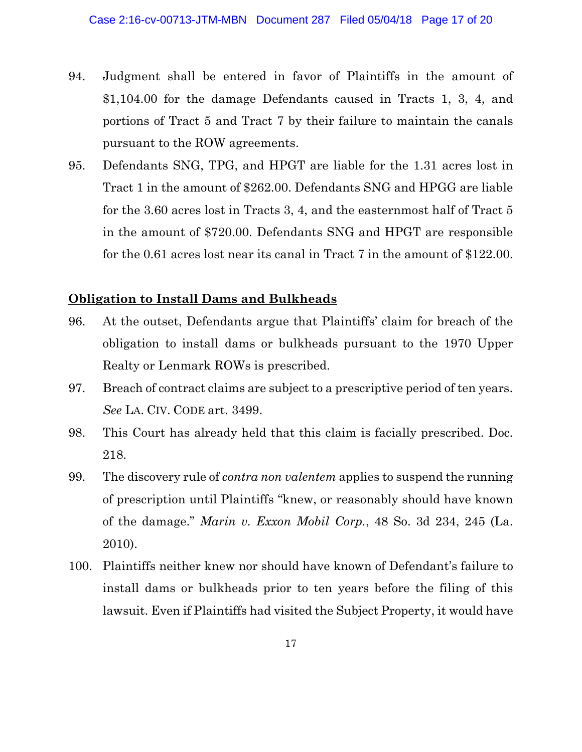94. Judgment shall be entered in favor of Plaintiffs in the amount of $1,104.00 for the damage Defendants caused in Tracts 1, 3, 4, and portions of Tract 5 and Tract 7 by their failure to maintain the canals pursuant to the ROW agreements.

95. Defendants SNG, TPG, and HPGT are liable for the 1.31 acres lost in Tract 1 in the amount of $262.00. Defendants SNG and HPGG are liable for the 3.60 acres lost in Tracts 3, 4, and the easternmost half of Tract 5 in the amount of $720.00. Defendants SNG and HPGT are responsible for the 0.61 acres lost near its canal in Tract 7 in the amount of $122.00.

**<u>Obligation to Install Dams and Bulkheads</u>**

96. At the outset, Defendants argue that Plaintiffs' claim for breach of the obligation to install dams or bulkheads pursuant to the 1970 Upper Realty or Lenmark ROWs is prescribed.

97. Breach of contract claims are subject to a prescriptive period of ten years. *See* LA. CIV. CODE art. 3499.

98. This Court has already held that this claim is facially prescribed. Doc. 218.

99. The discovery rule of *contra non valentem* applies to suspend the running of prescription until Plaintiffs "knew, or reasonably should have known of the damage." *Marin v. Exxon Mobil Corp.*, 48 So. 3d 234, 245 (La. 2010).

100. Plaintiffs neither knew nor should have known of Defendant's failure to install dams or bulkheads prior to ten years before the filing of this lawsuit. Even if Plaintiffs had visited the Subject Property, it would have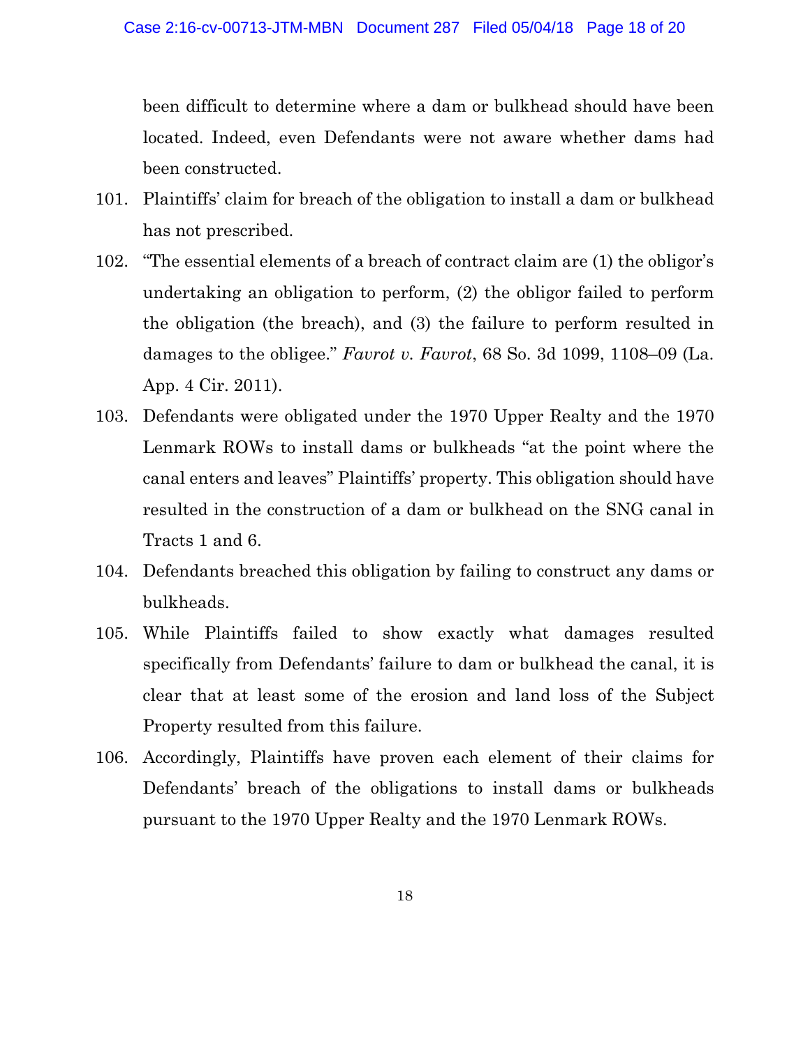been difficult to determine where a dam or bulkhead should have been located. Indeed, even Defendants were not aware whether dams had been constructed.

101. Plaintiffs' claim for breach of the obligation to install a dam or bulkhead has not prescribed.

102. "The essential elements of a breach of contract claim are (1) the obligor's undertaking an obligation to perform, (2) the obligor failed to perform the obligation (the breach), and (3) the failure to perform resulted in damages to the obligee." *Favrot v. Favrot*, 68 So. 3d 1099, 1108–09 (La. App. 4 Cir. 2011).

103. Defendants were obligated under the 1970 Upper Realty and the 1970 Lenmark ROWs to install dams or bulkheads "at the point where the canal enters and leaves" Plaintiffs' property. This obligation should have resulted in the construction of a dam or bulkhead on the SNG canal in Tracts 1 and 6.

104. Defendants breached this obligation by failing to construct any dams or bulkheads.

105. While Plaintiffs failed to show exactly what damages resulted specifically from Defendants' failure to dam or bulkhead the canal, it is clear that at least some of the erosion and land loss of the Subject Property resulted from this failure.

106. Accordingly, Plaintiffs have proven each element of their claims for Defendants' breach of the obligations to install dams or bulkheads pursuant to the 1970 Upper Realty and the 1970 Lenmark ROWs.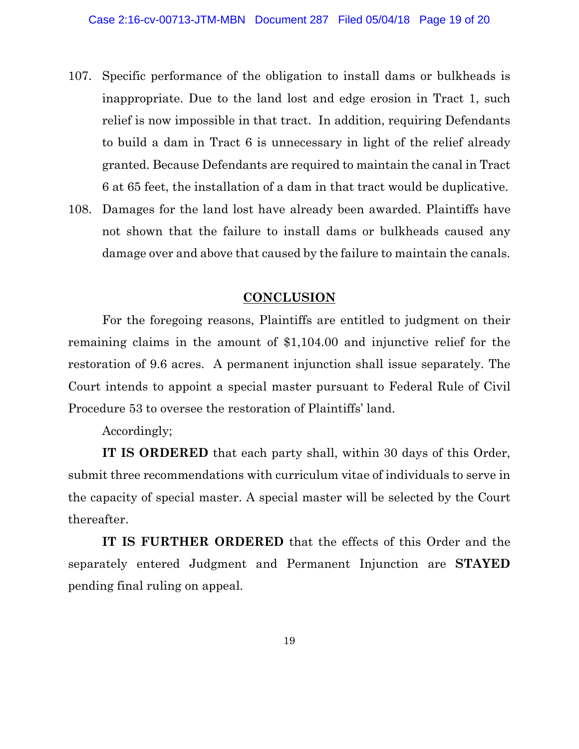107. Specific performance of the obligation to install dams or bulkheads is inappropriate. Due to the land lost and edge erosion in Tract 1, such relief is now impossible in that tract. In addition, requiring Defendants to build a dam in Tract 6 is unnecessary in light of the relief already granted. Because Defendants are required to maintain the canal in Tract 6 at 65 feet, the installation of a dam in that tract would be duplicative.

108. Damages for the land lost have already been awarded. Plaintiffs have not shown that the failure to install dams or bulkheads caused any damage over and above that caused by the failure to maintain the canals.

## CONCLUSION

For the foregoing reasons, Plaintiffs are entitled to judgment on their remaining claims in the amount of $1,104.00 and injunctive relief for the restoration of 9.6 acres. A permanent injunction shall issue separately. The Court intends to appoint a special master pursuant to Federal Rule of Civil Procedure 53 to oversee the restoration of Plaintiffs' land.

Accordingly;

**IT IS ORDERED** that each party shall, within 30 days of this Order, submit three recommendations with curriculum vitae of individuals to serve in the capacity of special master. A special master will be selected by the Court thereafter.

**IT IS FURTHER ORDERED** that the effects of this Order and the separately entered Judgment and Permanent Injunction are **STAYED** pending final ruling on appeal.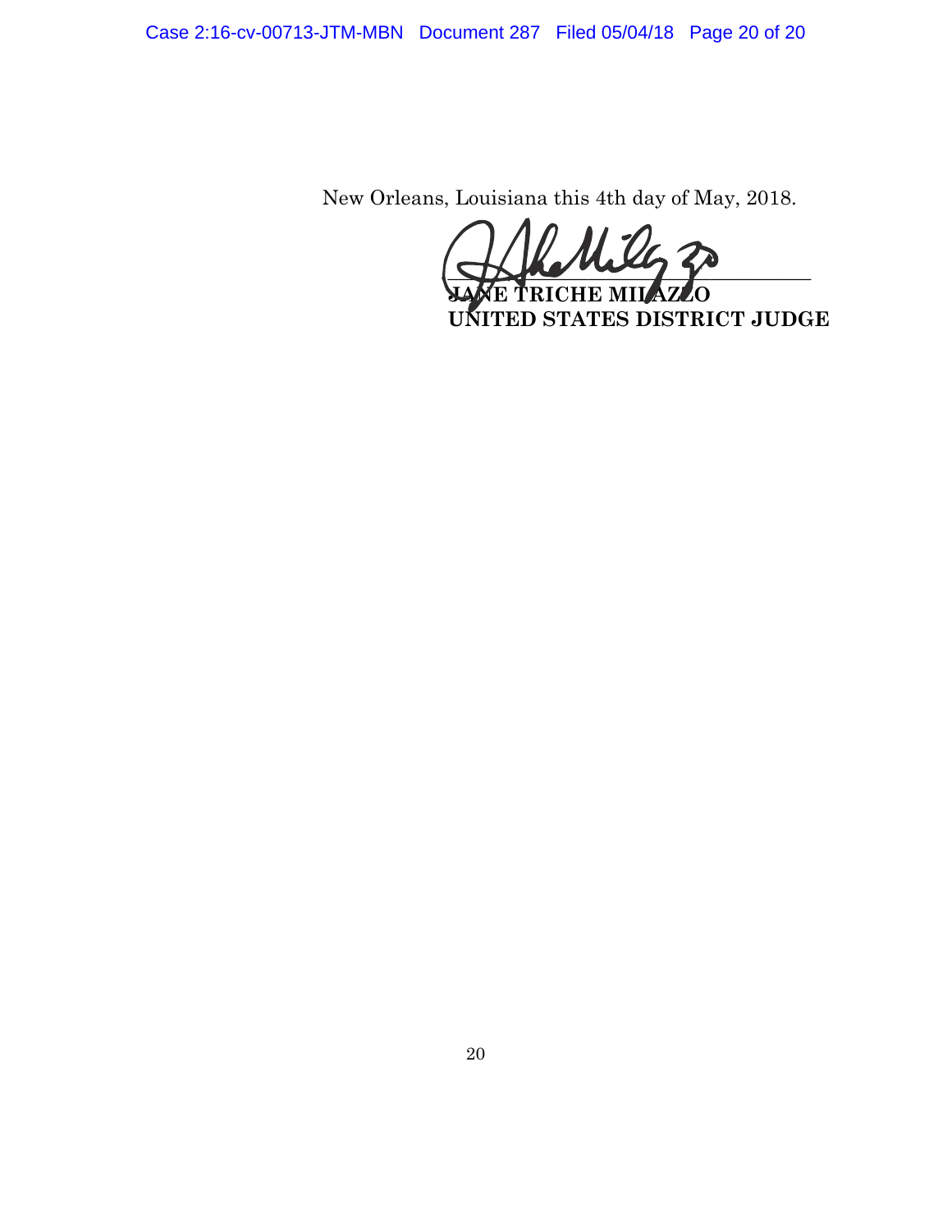New Orleans, Louisiana this 4th day of May, 2018.

**JANE TRICHE MILAZZO**
**UNITED STATES DISTRICT JUDGE**